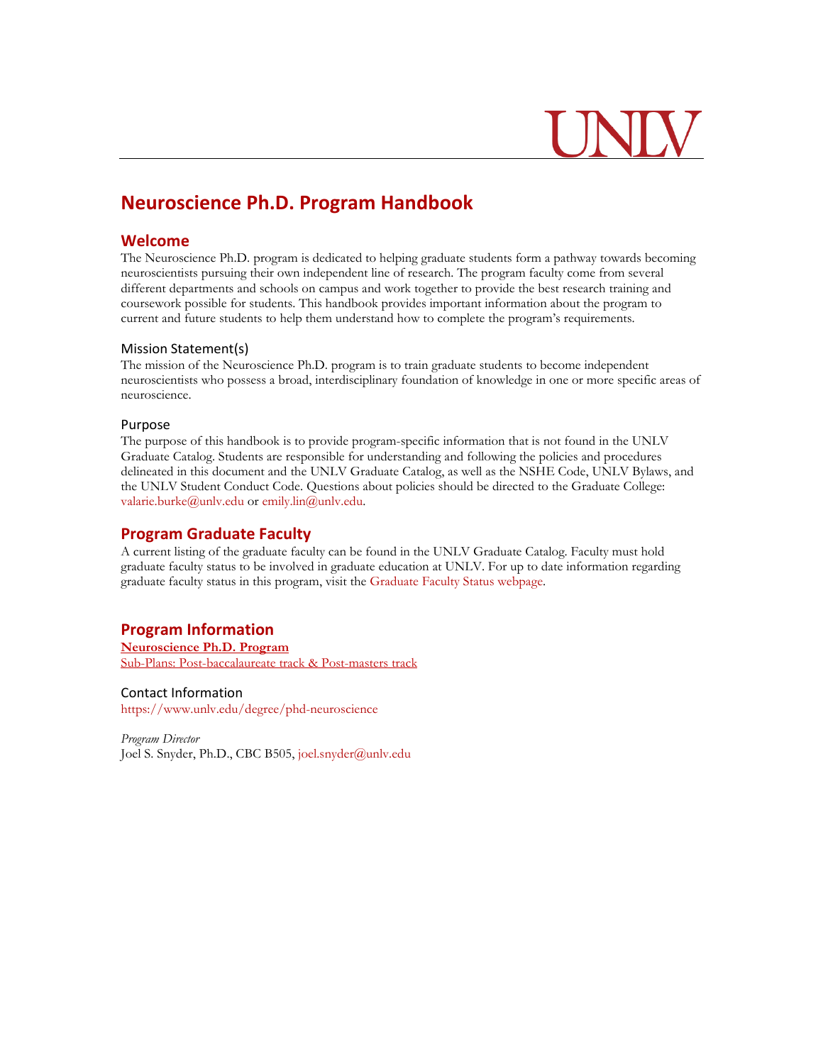UNLV

# Neuroscience Ph.D. Program Handbook

## Welcome

The Neuroscience Ph.D. program is dedicated to helping graduate students form a pathway towards becoming neuroscientists pursuing their own independent line of research. The program faculty come from several different departments and schools on campus and work together to provide the best research training and coursework possible for students. This handbook provides important information about the program to current and future students to help them understand how to complete the program's requirements.

### Mission Statement(s)

The mission of the Neuroscience Ph.D. program is to train graduate students to become independent neuroscientists who possess a broad, interdisciplinary foundation of knowledge in one or more specific areas of neuroscience.

### Purpose

The purpose of this handbook is to provide program-specific information that is not found in the UNLV Graduate Catalog. Students are responsible for understanding and following the policies and procedures delineated in this document and the UNLV Graduate Catalog, as well as the NSHE Code, UNLV Bylaws, and the UNLV Student Conduct Code. Questions about policies should be directed to the Graduate College: valarie.burke@unlv.edu or emily.lin@unlv.edu.

## Program Graduate Faculty

A current listing of the graduate faculty can be found in the UNLV Graduate Catalog. Faculty must hold graduate faculty status to be involved in graduate education at UNLV. For up to date information regarding graduate faculty status in this program, visit the Graduate Faculty Status webpage.

## Program Information

**Neuroscience Ph.D. Program**

Sub-Plans: Post-baccalaureate track & Post-masters track

### Contact Information

https://www.unlv.edu/degree/phd-neuroscience

*Program Director*

Joel S. Snyder, Ph.D., CBC B505, joel.snyder@unlv.edu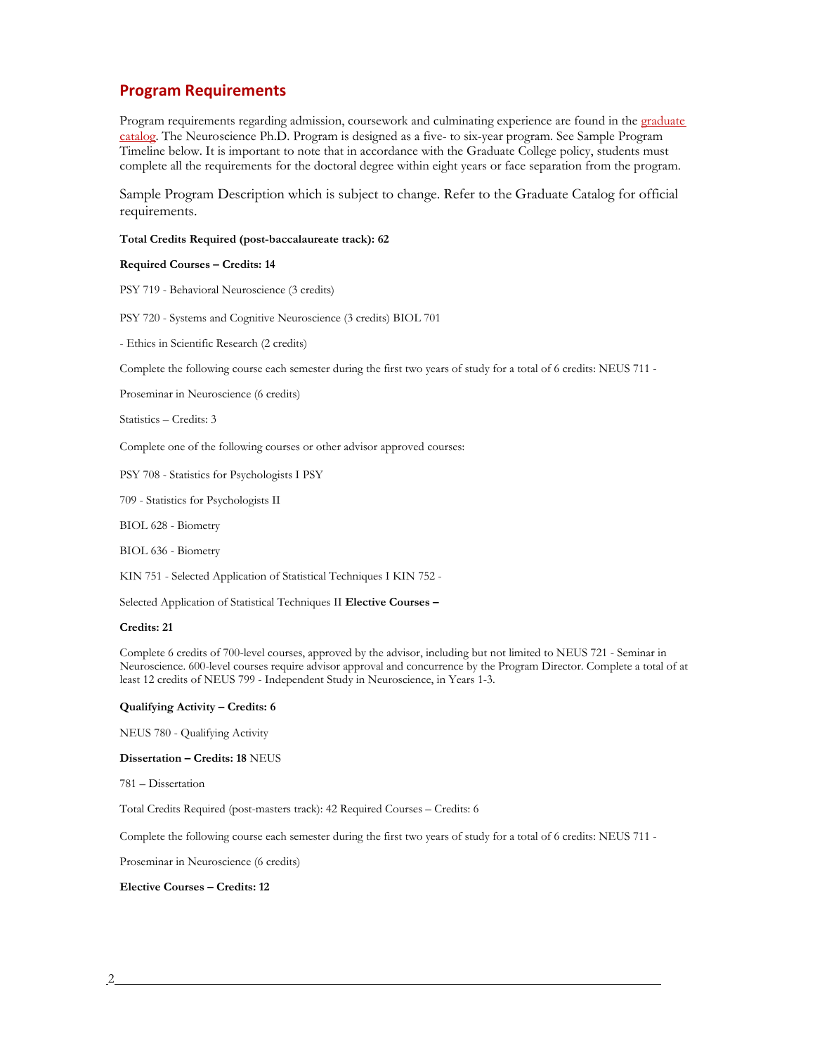## Program Requirements

Program requirements regarding admission, coursework and culminating experience are found in the graduate catalog. The Neuroscience Ph.D. Program is designed as a five- to six-year program. See Sample Program Timeline below. It is important to note that in accordance with the Graduate College policy, students must complete all the requirements for the doctoral degree within eight years or face separation from the program.

Sample Program Description which is subject to change. Refer to the Graduate Catalog for official requirements.

**Total Credits Required (post-baccalaureate track): 62**

**Required Courses – Credits: 14**

PSY 719 - Behavioral Neuroscience (3 credits)

PSY 720 - Systems and Cognitive Neuroscience (3 credits) BIOL 701

- Ethics in Scientific Research (2 credits)

Complete the following course each semester during the first two years of study for a total of 6 credits: NEUS 711 -

Proseminar in Neuroscience (6 credits)

Statistics – Credits: 3

Complete one of the following courses or other advisor approved courses:

PSY 708 - Statistics for Psychologists I PSY

709 - Statistics for Psychologists II

BIOL 628 - Biometry

BIOL 636 - Biometry

KIN 751 - Selected Application of Statistical Techniques I KIN 752 -

Selected Application of Statistical Techniques II **Elective Courses –**

**Credits: 21**

Complete 6 credits of 700-level courses, approved by the advisor, including but not limited to NEUS 721 - Seminar in Neuroscience. 600-level courses require advisor approval and concurrence by the Program Director. Complete a total of at least 12 credits of NEUS 799 - Independent Study in Neuroscience, in Years 1-3.

**Qualifying Activity – Credits: 6**

NEUS 780 - Qualifying Activity

**Dissertation – Credits: 18** NEUS

781 – Dissertation

Total Credits Required (post-masters track): 42 Required Courses – Credits: 6

Complete the following course each semester during the first two years of study for a total of 6 credits: NEUS 711 -

Proseminar in Neuroscience (6 credits)

**Elective Courses – Credits: 12**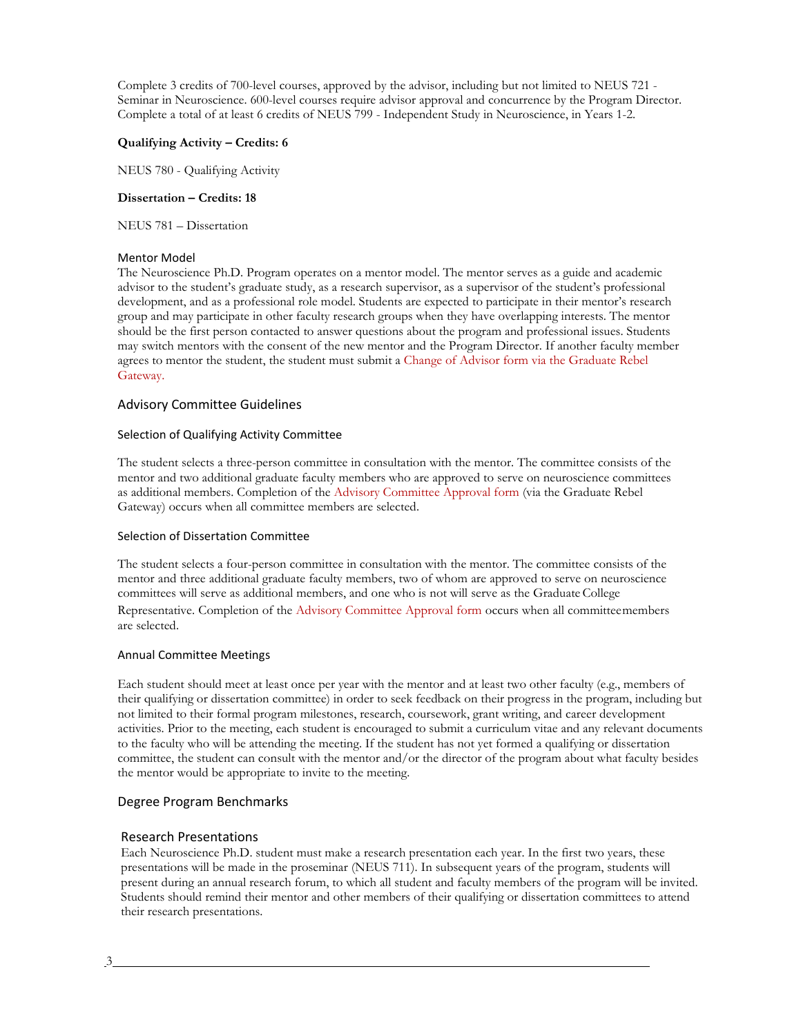Complete 3 credits of 700-level courses, approved by the advisor, including but not limited to NEUS 721 - Seminar in Neuroscience. 600-level courses require advisor approval and concurrence by the Program Director. Complete a total of at least 6 credits of NEUS 799 - Independent Study in Neuroscience, in Years 1-2.

**Qualifying Activity – Credits: 6**

NEUS 780 - Qualifying Activity

**Dissertation – Credits: 18**

NEUS 781 – Dissertation

### Mentor Model

The Neuroscience Ph.D. Program operates on a mentor model. The mentor serves as a guide and academic advisor to the student's graduate study, as a research supervisor, as a supervisor of the student's professional development, and as a professional role model. Students are expected to participate in their mentor's research group and may participate in other faculty research groups when they have overlapping interests. The mentor should be the first person contacted to answer questions about the program and professional issues. Students may switch mentors with the consent of the new mentor and the Program Director. If another faculty member agrees to mentor the student, the student must submit a Change of Advisor form via the Graduate Rebel Gateway.

## Advisory Committee Guidelines

### Selection of Qualifying Activity Committee

The student selects a three-person committee in consultation with the mentor. The committee consists of the mentor and two additional graduate faculty members who are approved to serve on neuroscience committees as additional members. Completion of the Advisory Committee Approval form (via the Graduate Rebel Gateway) occurs when all committee members are selected.

### Selection of Dissertation Committee

The student selects a four-person committee in consultation with the mentor. The committee consists of the mentor and three additional graduate faculty members, two of whom are approved to serve on neuroscience committees will serve as additional members, and one who is not will serve as the Graduate College Representative. Completion of the Advisory Committee Approval form occurs when all committee members are selected.

### Annual Committee Meetings

Each student should meet at least once per year with the mentor and at least two other faculty (e.g., members of their qualifying or dissertation committee) in order to seek feedback on their progress in the program, including but not limited to their formal program milestones, research, coursework, grant writing, and career development activities. Prior to the meeting, each student is encouraged to submit a curriculum vitae and any relevant documents to the faculty who will be attending the meeting. If the student has not yet formed a qualifying or dissertation committee, the student can consult with the mentor and/or the director of the program about what faculty besides the mentor would be appropriate to invite to the meeting.

## Degree Program Benchmarks

### Research Presentations

Each Neuroscience Ph.D. student must make a research presentation each year. In the first two years, these presentations will be made in the proseminar (NEUS 711). In subsequent years of the program, students will present during an annual research forum, to which all student and faculty members of the program will be invited. Students should remind their mentor and other members of their qualifying or dissertation committees to attend their research presentations.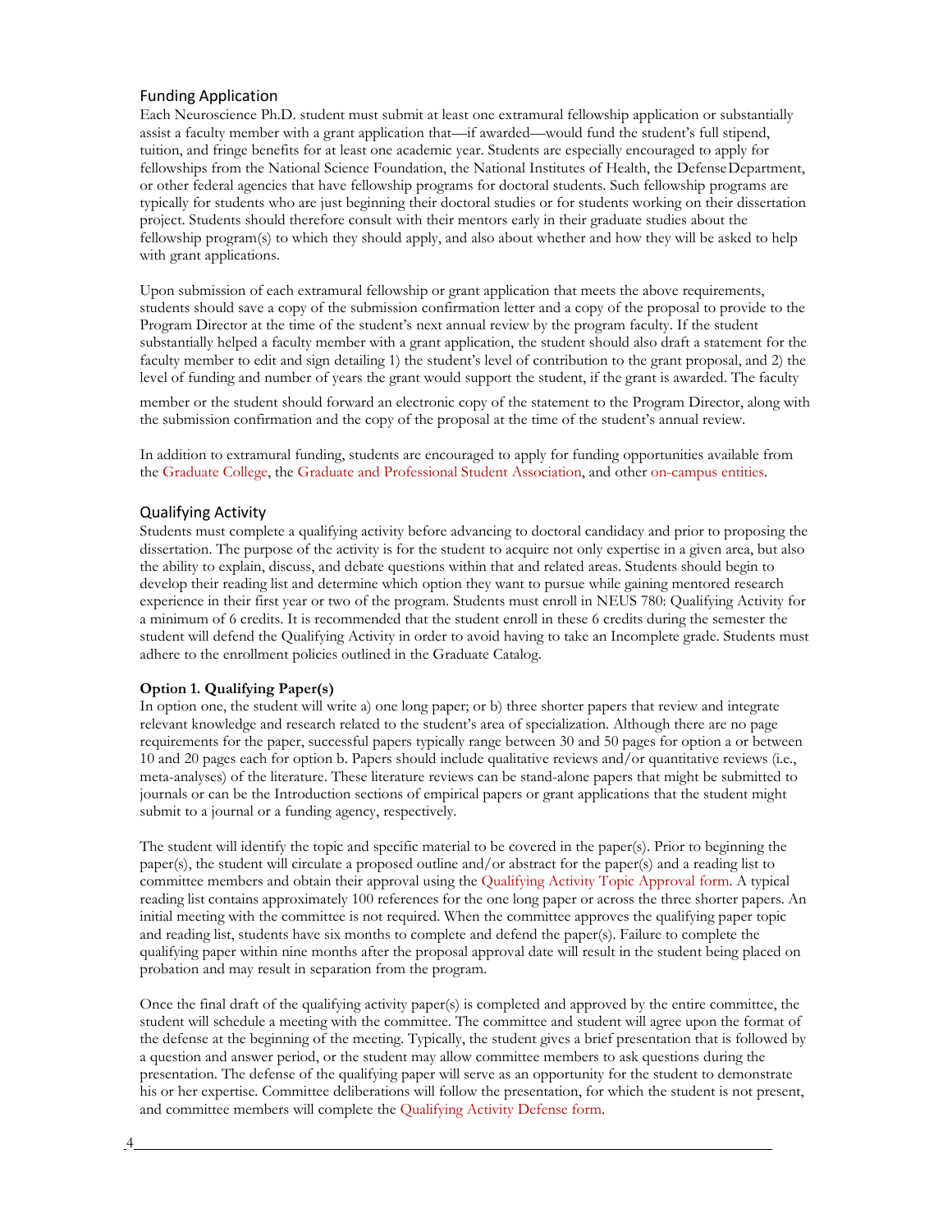## Funding Application

Each Neuroscience Ph.D. student must submit at least one extramural fellowship application or substantially assist a faculty member with a grant application that—if awarded—would fund the student's full stipend, tuition, and fringe benefits for at least one academic year. Students are especially encouraged to apply for fellowships from the National Science Foundation, the National Institutes of Health, the Defense Department, or other federal agencies that have fellowship programs for doctoral students. Such fellowship programs are typically for students who are just beginning their doctoral studies or for students working on their dissertation project. Students should therefore consult with their mentors early in their graduate studies about the fellowship program(s) to which they should apply, and also about whether and how they will be asked to help with grant applications.

Upon submission of each extramural fellowship or grant application that meets the above requirements, students should save a copy of the submission confirmation letter and a copy of the proposal to provide to the Program Director at the time of the student's next annual review by the program faculty. If the student substantially helped a faculty member with a grant application, the student should also draft a statement for the faculty member to edit and sign detailing 1) the student's level of contribution to the grant proposal, and 2) the level of funding and number of years the grant would support the student, if the grant is awarded. The faculty member or the student should forward an electronic copy of the statement to the Program Director, along with the submission confirmation and the copy of the proposal at the time of the student's annual review.

In addition to extramural funding, students are encouraged to apply for funding opportunities available from the Graduate College, the Graduate and Professional Student Association, and other on-campus entities.

## Qualifying Activity

Students must complete a qualifying activity before advancing to doctoral candidacy and prior to proposing the dissertation. The purpose of the activity is for the student to acquire not only expertise in a given area, but also the ability to explain, discuss, and debate questions within that and related areas. Students should begin to develop their reading list and determine which option they want to pursue while gaining mentored research experience in their first year or two of the program. Students must enroll in NEUS 780: Qualifying Activity for a minimum of 6 credits. It is recommended that the student enroll in these 6 credits during the semester the student will defend the Qualifying Activity in order to avoid having to take an Incomplete grade. Students must adhere to the enrollment policies outlined in the Graduate Catalog.

**Option 1. Qualifying Paper(s)**

In option one, the student will write a) one long paper; or b) three shorter papers that review and integrate relevant knowledge and research related to the student's area of specialization. Although there are no page requirements for the paper, successful papers typically range between 30 and 50 pages for option a or between 10 and 20 pages each for option b. Papers should include qualitative reviews and/or quantitative reviews (i.e., meta-analyses) of the literature. These literature reviews can be stand-alone papers that might be submitted to journals or can be the Introduction sections of empirical papers or grant applications that the student might submit to a journal or a funding agency, respectively.

The student will identify the topic and specific material to be covered in the paper(s). Prior to beginning the paper(s), the student will circulate a proposed outline and/or abstract for the paper(s) and a reading list to committee members and obtain their approval using the Qualifying Activity Topic Approval form. A typical reading list contains approximately 100 references for the one long paper or across the three shorter papers. An initial meeting with the committee is not required. When the committee approves the qualifying paper topic and reading list, students have six months to complete and defend the paper(s). Failure to complete the qualifying paper within nine months after the proposal approval date will result in the student being placed on probation and may result in separation from the program.

Once the final draft of the qualifying activity paper(s) is completed and approved by the entire committee, the student will schedule a meeting with the committee. The committee and student will agree upon the format of the defense at the beginning of the meeting. Typically, the student gives a brief presentation that is followed by a question and answer period, or the student may allow committee members to ask questions during the presentation. The defense of the qualifying paper will serve as an opportunity for the student to demonstrate his or her expertise. Committee deliberations will follow the presentation, for which the student is not present, and committee members will complete the Qualifying Activity Defense form.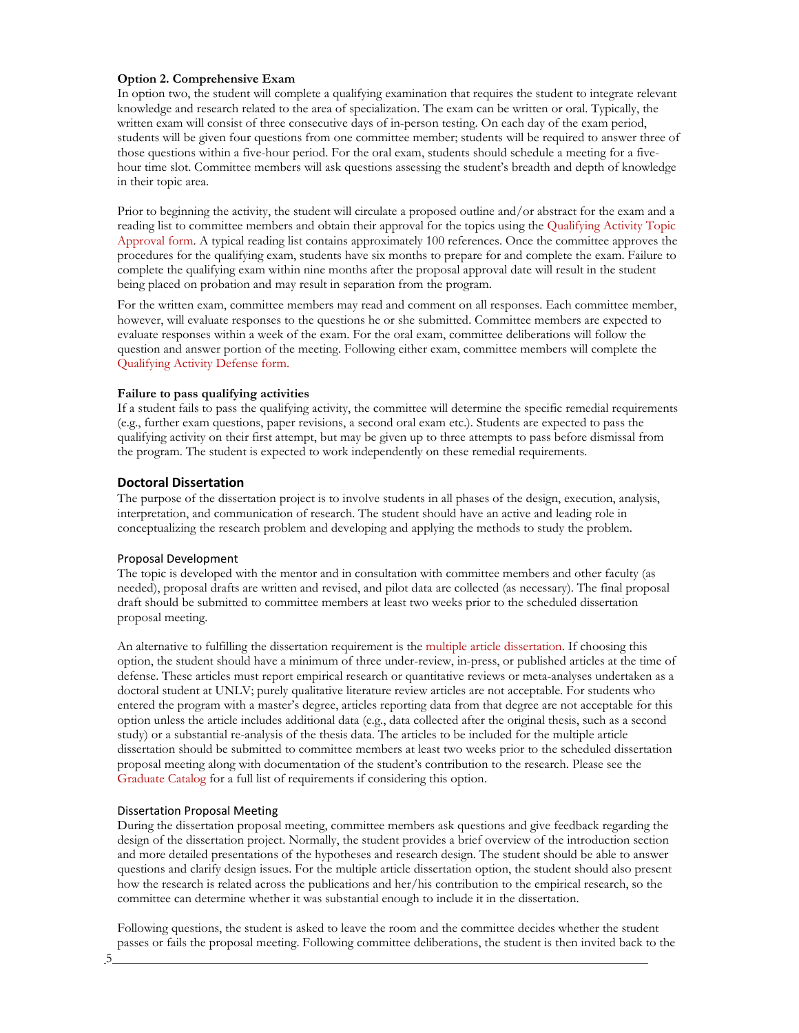**Option 2. Comprehensive Exam**

In option two, the student will complete a qualifying examination that requires the student to integrate relevant knowledge and research related to the area of specialization. The exam can be written or oral. Typically, the written exam will consist of three consecutive days of in-person testing. On each day of the exam period, students will be given four questions from one committee member; students will be required to answer three of those questions within a five-hour period. For the oral exam, students should schedule a meeting for a five-hour time slot. Committee members will ask questions assessing the student's breadth and depth of knowledge in their topic area.

Prior to beginning the activity, the student will circulate a proposed outline and/or abstract for the exam and a reading list to committee members and obtain their approval for the topics using the Qualifying Activity Topic Approval form. A typical reading list contains approximately 100 references. Once the committee approves the procedures for the qualifying exam, students have six months to prepare for and complete the exam. Failure to complete the qualifying exam within nine months after the proposal approval date will result in the student being placed on probation and may result in separation from the program.

For the written exam, committee members may read and comment on all responses. Each committee member, however, will evaluate responses to the questions he or she submitted. Committee members are expected to evaluate responses within a week of the exam. For the oral exam, committee deliberations will follow the question and answer portion of the meeting. Following either exam, committee members will complete the Qualifying Activity Defense form.

**Failure to pass qualifying activities**

If a student fails to pass the qualifying activity, the committee will determine the specific remedial requirements (e.g., further exam questions, paper revisions, a second oral exam etc.). Students are expected to pass the qualifying activity on their first attempt, but may be given up to three attempts to pass before dismissal from the program. The student is expected to work independently on these remedial requirements.

## Doctoral Dissertation

The purpose of the dissertation project is to involve students in all phases of the design, execution, analysis, interpretation, and communication of research. The student should have an active and leading role in conceptualizing the research problem and developing and applying the methods to study the problem.

### Proposal Development

The topic is developed with the mentor and in consultation with committee members and other faculty (as needed), proposal drafts are written and revised, and pilot data are collected (as necessary). The final proposal draft should be submitted to committee members at least two weeks prior to the scheduled dissertation proposal meeting.

An alternative to fulfilling the dissertation requirement is the multiple article dissertation. If choosing this option, the student should have a minimum of three under-review, in-press, or published articles at the time of defense. These articles must report empirical research or quantitative reviews or meta-analyses undertaken as a doctoral student at UNLV; purely qualitative literature review articles are not acceptable. For students who entered the program with a master's degree, articles reporting data from that degree are not acceptable for this option unless the article includes additional data (e.g., data collected after the original thesis, such as a second study) or a substantial re-analysis of the thesis data. The articles to be included for the multiple article dissertation should be submitted to committee members at least two weeks prior to the scheduled dissertation proposal meeting along with documentation of the student's contribution to the research. Please see the Graduate Catalog for a full list of requirements if considering this option.

### Dissertation Proposal Meeting

During the dissertation proposal meeting, committee members ask questions and give feedback regarding the design of the dissertation project. Normally, the student provides a brief overview of the introduction section and more detailed presentations of the hypotheses and research design. The student should be able to answer questions and clarify design issues. For the multiple article dissertation option, the student should also present how the research is related across the publications and her/his contribution to the empirical research, so the committee can determine whether it was substantial enough to include it in the dissertation.

Following questions, the student is asked to leave the room and the committee decides whether the student passes or fails the proposal meeting. Following committee deliberations, the student is then invited back to the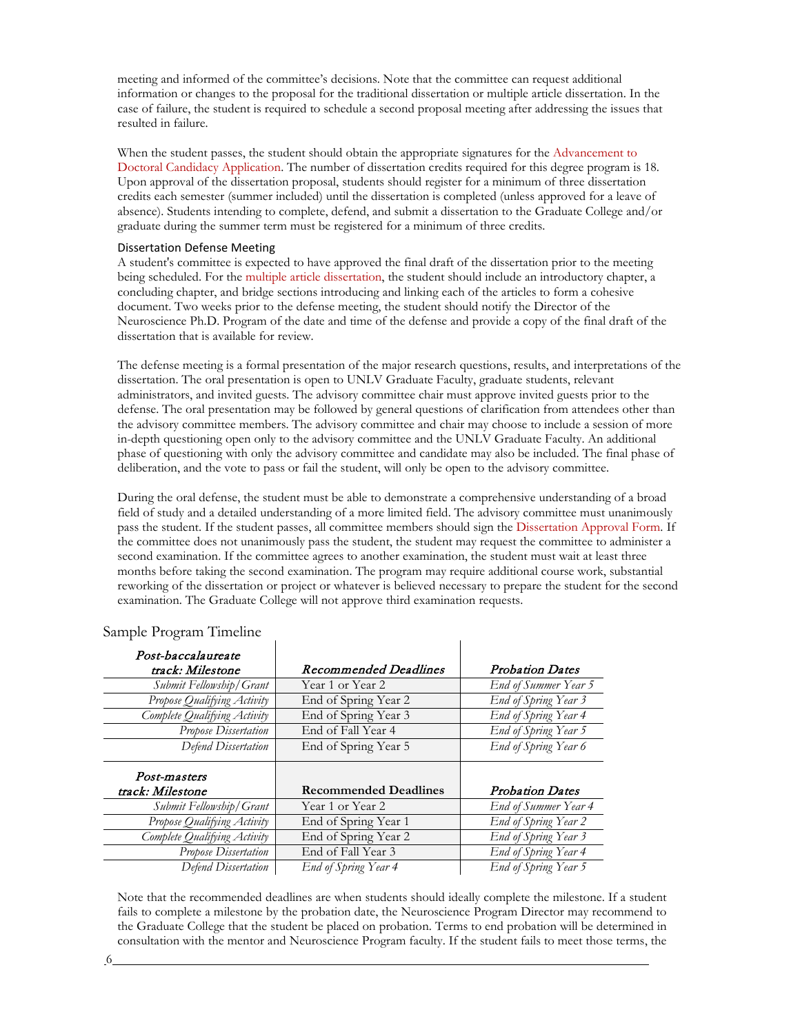meeting and informed of the committee's decisions. Note that the committee can request additional information or changes to the proposal for the traditional dissertation or multiple article dissertation. In the case of failure, the student is required to schedule a second proposal meeting after addressing the issues that resulted in failure.

When the student passes, the student should obtain the appropriate signatures for the Advancement to Doctoral Candidacy Application. The number of dissertation credits required for this degree program is 18. Upon approval of the dissertation proposal, students should register for a minimum of three dissertation credits each semester (summer included) until the dissertation is completed (unless approved for a leave of absence). Students intending to complete, defend, and submit a dissertation to the Graduate College and/or graduate during the summer term must be registered for a minimum of three credits.

### Dissertation Defense Meeting

A student's committee is expected to have approved the final draft of the dissertation prior to the meeting being scheduled. For the multiple article dissertation, the student should include an introductory chapter, a concluding chapter, and bridge sections introducing and linking each of the articles to form a cohesive document. Two weeks prior to the defense meeting, the student should notify the Director of the Neuroscience Ph.D. Program of the date and time of the defense and provide a copy of the final draft of the dissertation that is available for review.

The defense meeting is a formal presentation of the major research questions, results, and interpretations of the dissertation. The oral presentation is open to UNLV Graduate Faculty, graduate students, relevant administrators, and invited guests. The advisory committee chair must approve invited guests prior to the defense. The oral presentation may be followed by general questions of clarification from attendees other than the advisory committee members. The advisory committee and chair may choose to include a session of more in-depth questioning open only to the advisory committee and the UNLV Graduate Faculty. An additional phase of questioning with only the advisory committee and candidate may also be included. The final phase of deliberation, and the vote to pass or fail the student, will only be open to the advisory committee.

During the oral defense, the student must be able to demonstrate a comprehensive understanding of a broad field of study and a detailed understanding of a more limited field. The advisory committee must unanimously pass the student. If the student passes, all committee members should sign the Dissertation Approval Form. If the committee does not unanimously pass the student, the student may request the committee to administer a second examination. If the committee agrees to another examination, the student must wait at least three months before taking the second examination. The program may require additional course work, substantial reworking of the dissertation or project or whatever is believed necessary to prepare the student for the second examination. The Graduate College will not approve third examination requests.

## Sample Program Timeline

| *Post-baccalaureate track: Milestone* | *Recommended Deadlines* | *Probation Dates* |
|---|---|---|
| *Submit Fellowship/Grant* | Year 1 or Year 2 | *End of Summer Year 5* |
| *Propose Qualifying Activity* | End of Spring Year 2 | *End of Spring Year 3* |
| *Complete Qualifying Activity* | End of Spring Year 3 | *End of Spring Year 4* |
| *Propose Dissertation* | End of Fall Year 4 | *End of Spring Year 5* |
| *Defend Dissertation* | End of Spring Year 5 | *End of Spring Year 6* |

| *Post-masters track: Milestone* | **Recommended Deadlines** | *Probation Dates* |
|---|---|---|
| *Submit Fellowship/Grant* | Year 1 or Year 2 | *End of Summer Year 4* |
| *Propose Qualifying Activity* | End of Spring Year 1 | *End of Spring Year 2* |
| *Complete Qualifying Activity* | End of Spring Year 2 | *End of Spring Year 3* |
| *Propose Dissertation* | End of Fall Year 3 | *End of Spring Year 4* |
| *Defend Dissertation* | *End of Spring Year 4* | *End of Spring Year 5* |

Note that the recommended deadlines are when students should ideally complete the milestone. If a student fails to complete a milestone by the probation date, the Neuroscience Program Director may recommend to the Graduate College that the student be placed on probation. Terms to end probation will be determined in consultation with the mentor and Neuroscience Program faculty. If the student fails to meet those terms, the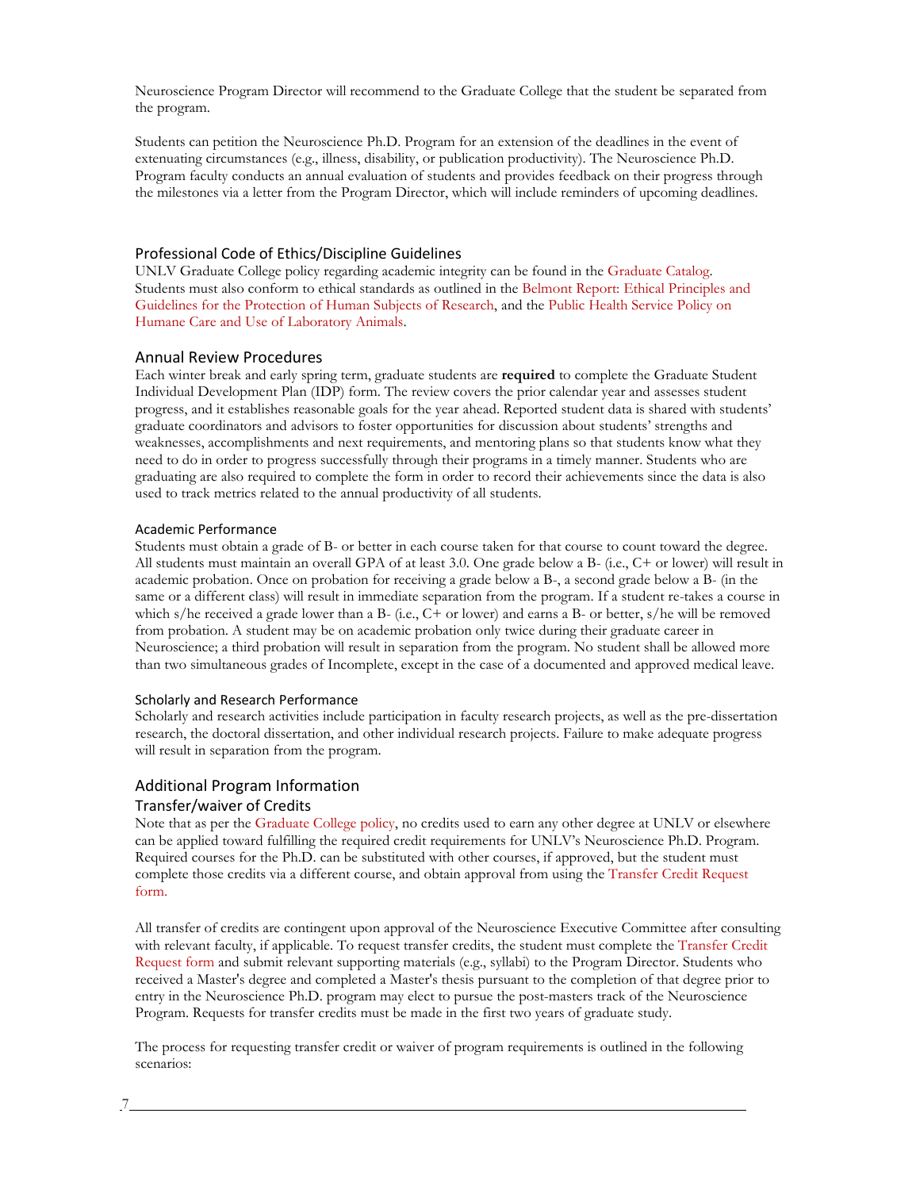Neuroscience Program Director will recommend to the Graduate College that the student be separated from the program.

Students can petition the Neuroscience Ph.D. Program for an extension of the deadlines in the event of extenuating circumstances (e.g., illness, disability, or publication productivity). The Neuroscience Ph.D. Program faculty conducts an annual evaluation of students and provides feedback on their progress through the milestones via a letter from the Program Director, which will include reminders of upcoming deadlines.

## Professional Code of Ethics/Discipline Guidelines

UNLV Graduate College policy regarding academic integrity can be found in the Graduate Catalog. Students must also conform to ethical standards as outlined in the Belmont Report: Ethical Principles and Guidelines for the Protection of Human Subjects of Research, and the Public Health Service Policy on Humane Care and Use of Laboratory Animals.

## Annual Review Procedures

Each winter break and early spring term, graduate students are **required** to complete the Graduate Student Individual Development Plan (IDP) form. The review covers the prior calendar year and assesses student progress, and it establishes reasonable goals for the year ahead. Reported student data is shared with students' graduate coordinators and advisors to foster opportunities for discussion about students' strengths and weaknesses, accomplishments and next requirements, and mentoring plans so that students know what they need to do in order to progress successfully through their programs in a timely manner. Students who are graduating are also required to complete the form in order to record their achievements since the data is also used to track metrics related to the annual productivity of all students.

### Academic Performance

Students must obtain a grade of B- or better in each course taken for that course to count toward the degree. All students must maintain an overall GPA of at least 3.0. One grade below a B- (i.e., C+ or lower) will result in academic probation. Once on probation for receiving a grade below a B-, a second grade below a B- (in the same or a different class) will result in immediate separation from the program. If a student re-takes a course in which s/he received a grade lower than a B- (i.e., C+ or lower) and earns a B- or better, s/he will be removed from probation. A student may be on academic probation only twice during their graduate career in Neuroscience; a third probation will result in separation from the program. No student shall be allowed more than two simultaneous grades of Incomplete, except in the case of a documented and approved medical leave.

### Scholarly and Research Performance

Scholarly and research activities include participation in faculty research projects, as well as the pre-dissertation research, the doctoral dissertation, and other individual research projects. Failure to make adequate progress will result in separation from the program.

## Additional Program Information

### Transfer/waiver of Credits

Note that as per the Graduate College policy, no credits used to earn any other degree at UNLV or elsewhere can be applied toward fulfilling the required credit requirements for UNLV's Neuroscience Ph.D. Program. Required courses for the Ph.D. can be substituted with other courses, if approved, but the student must complete those credits via a different course, and obtain approval from using the Transfer Credit Request form.

All transfer of credits are contingent upon approval of the Neuroscience Executive Committee after consulting with relevant faculty, if applicable. To request transfer credits, the student must complete the Transfer Credit Request form and submit relevant supporting materials (e.g., syllabi) to the Program Director. Students who received a Master's degree and completed a Master's thesis pursuant to the completion of that degree prior to entry in the Neuroscience Ph.D. program may elect to pursue the post-masters track of the Neuroscience Program. Requests for transfer credits must be made in the first two years of graduate study.

The process for requesting transfer credit or waiver of program requirements is outlined in the following scenarios: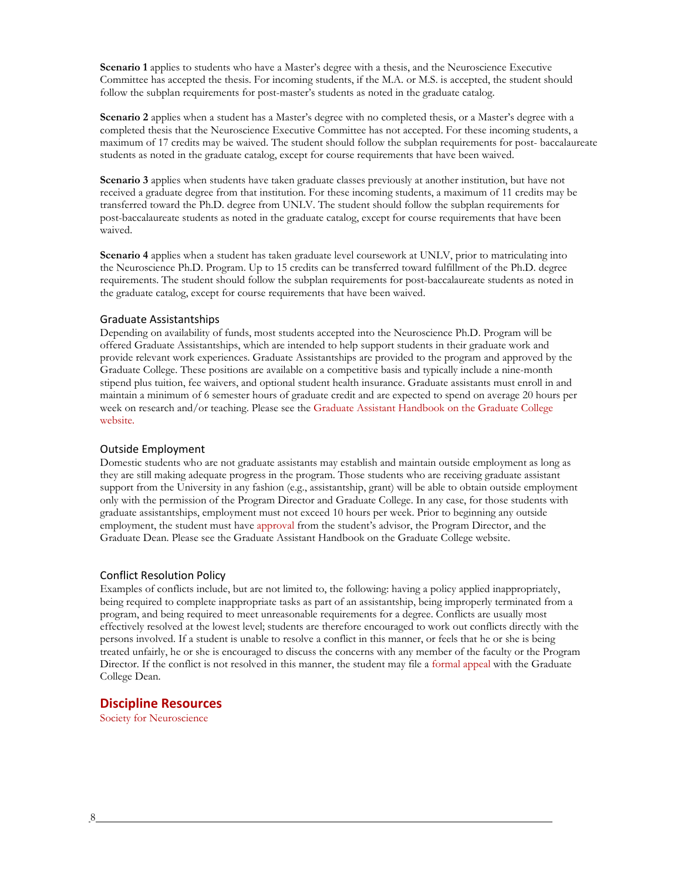**Scenario 1** applies to students who have a Master's degree with a thesis, and the Neuroscience Executive Committee has accepted the thesis. For incoming students, if the M.A. or M.S. is accepted, the student should follow the subplan requirements for post-master's students as noted in the graduate catalog.

**Scenario 2** applies when a student has a Master's degree with no completed thesis, or a Master's degree with a completed thesis that the Neuroscience Executive Committee has not accepted. For these incoming students, a maximum of 17 credits may be waived. The student should follow the subplan requirements for post- baccalaureate students as noted in the graduate catalog, except for course requirements that have been waived.

**Scenario 3** applies when students have taken graduate classes previously at another institution, but have not received a graduate degree from that institution. For these incoming students, a maximum of 11 credits may be transferred toward the Ph.D. degree from UNLV. The student should follow the subplan requirements for post-baccalaureate students as noted in the graduate catalog, except for course requirements that have been waived.

**Scenario 4** applies when a student has taken graduate level coursework at UNLV, prior to matriculating into the Neuroscience Ph.D. Program. Up to 15 credits can be transferred toward fulfillment of the Ph.D. degree requirements. The student should follow the subplan requirements for post-baccalaureate students as noted in the graduate catalog, except for course requirements that have been waived.

### Graduate Assistantships

Depending on availability of funds, most students accepted into the Neuroscience Ph.D. Program will be offered Graduate Assistantships, which are intended to help support students in their graduate work and provide relevant work experiences. Graduate Assistantships are provided to the program and approved by the Graduate College. These positions are available on a competitive basis and typically include a nine-month stipend plus tuition, fee waivers, and optional student health insurance. Graduate assistants must enroll in and maintain a minimum of 6 semester hours of graduate credit and are expected to spend on average 20 hours per week on research and/or teaching. Please see the Graduate Assistant Handbook on the Graduate College website.

### Outside Employment

Domestic students who are not graduate assistants may establish and maintain outside employment as long as they are still making adequate progress in the program. Those students who are receiving graduate assistant support from the University in any fashion (e.g., assistantship, grant) will be able to obtain outside employment only with the permission of the Program Director and Graduate College. In any case, for those students with graduate assistantships, employment must not exceed 10 hours per week. Prior to beginning any outside employment, the student must have approval from the student's advisor, the Program Director, and the Graduate Dean. Please see the Graduate Assistant Handbook on the Graduate College website.

### Conflict Resolution Policy

Examples of conflicts include, but are not limited to, the following: having a policy applied inappropriately, being required to complete inappropriate tasks as part of an assistantship, being improperly terminated from a program, and being required to meet unreasonable requirements for a degree. Conflicts are usually most effectively resolved at the lowest level; students are therefore encouraged to work out conflicts directly with the persons involved. If a student is unable to resolve a conflict in this manner, or feels that he or she is being treated unfairly, he or she is encouraged to discuss the concerns with any member of the faculty or the Program Director. If the conflict is not resolved in this manner, the student may file a formal appeal with the Graduate College Dean.

## Discipline Resources

Society for Neuroscience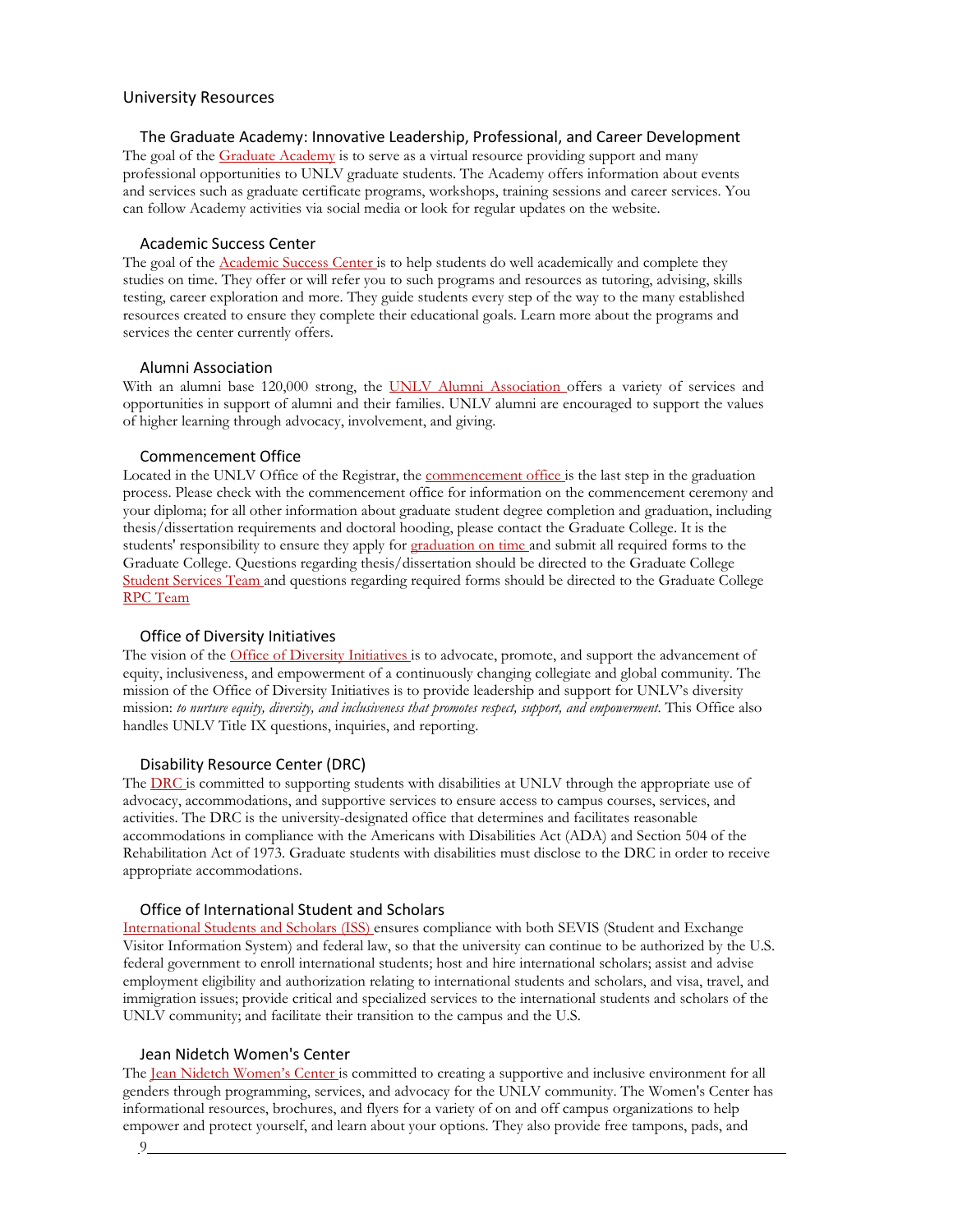## University Resources

### The Graduate Academy: Innovative Leadership, Professional, and Career Development

The goal of the Graduate Academy is to serve as a virtual resource providing support and many professional opportunities to UNLV graduate students. The Academy offers information about events and services such as graduate certificate programs, workshops, training sessions and career services. You can follow Academy activities via social media or look for regular updates on the website.

### Academic Success Center

The goal of the Academic Success Center is to help students do well academically and complete they studies on time. They offer or will refer you to such programs and resources as tutoring, advising, skills testing, career exploration and more. They guide students every step of the way to the many established resources created to ensure they complete their educational goals. Learn more about the programs and services the center currently offers.

### Alumni Association

With an alumni base 120,000 strong, the UNLV Alumni Association offers a variety of services and opportunities in support of alumni and their families. UNLV alumni are encouraged to support the values of higher learning through advocacy, involvement, and giving.

### Commencement Office

Located in the UNLV Office of the Registrar, the commencement office is the last step in the graduation process. Please check with the commencement office for information on the commencement ceremony and your diploma; for all other information about graduate student degree completion and graduation, including thesis/dissertation requirements and doctoral hooding, please contact the Graduate College. It is the students' responsibility to ensure they apply for graduation on time and submit all required forms to the Graduate College. Questions regarding thesis/dissertation should be directed to the Graduate College Student Services Team and questions regarding required forms should be directed to the Graduate College RPC Team

### Office of Diversity Initiatives

The vision of the Office of Diversity Initiatives is to advocate, promote, and support the advancement of equity, inclusiveness, and empowerment of a continuously changing collegiate and global community. The mission of the Office of Diversity Initiatives is to provide leadership and support for UNLV's diversity mission: *to nurture equity, diversity, and inclusiveness that promotes respect, support, and empowerment*. This Office also handles UNLV Title IX questions, inquiries, and reporting.

### Disability Resource Center (DRC)

The DRC is committed to supporting students with disabilities at UNLV through the appropriate use of advocacy, accommodations, and supportive services to ensure access to campus courses, services, and activities. The DRC is the university-designated office that determines and facilitates reasonable accommodations in compliance with the Americans with Disabilities Act (ADA) and Section 504 of the Rehabilitation Act of 1973. Graduate students with disabilities must disclose to the DRC in order to receive appropriate accommodations.

### Office of International Student and Scholars

International Students and Scholars (ISS) ensures compliance with both SEVIS (Student and Exchange Visitor Information System) and federal law, so that the university can continue to be authorized by the U.S. federal government to enroll international students; host and hire international scholars; assist and advise employment eligibility and authorization relating to international students and scholars, and visa, travel, and immigration issues; provide critical and specialized services to the international students and scholars of the UNLV community; and facilitate their transition to the campus and the U.S.

### Jean Nidetch Women's Center

The Jean Nidetch Women's Center is committed to creating a supportive and inclusive environment for all genders through programming, services, and advocacy for the UNLV community. The Women's Center has informational resources, brochures, and flyers for a variety of on and off campus organizations to help empower and protect yourself, and learn about your options. They also provide free tampons, pads, and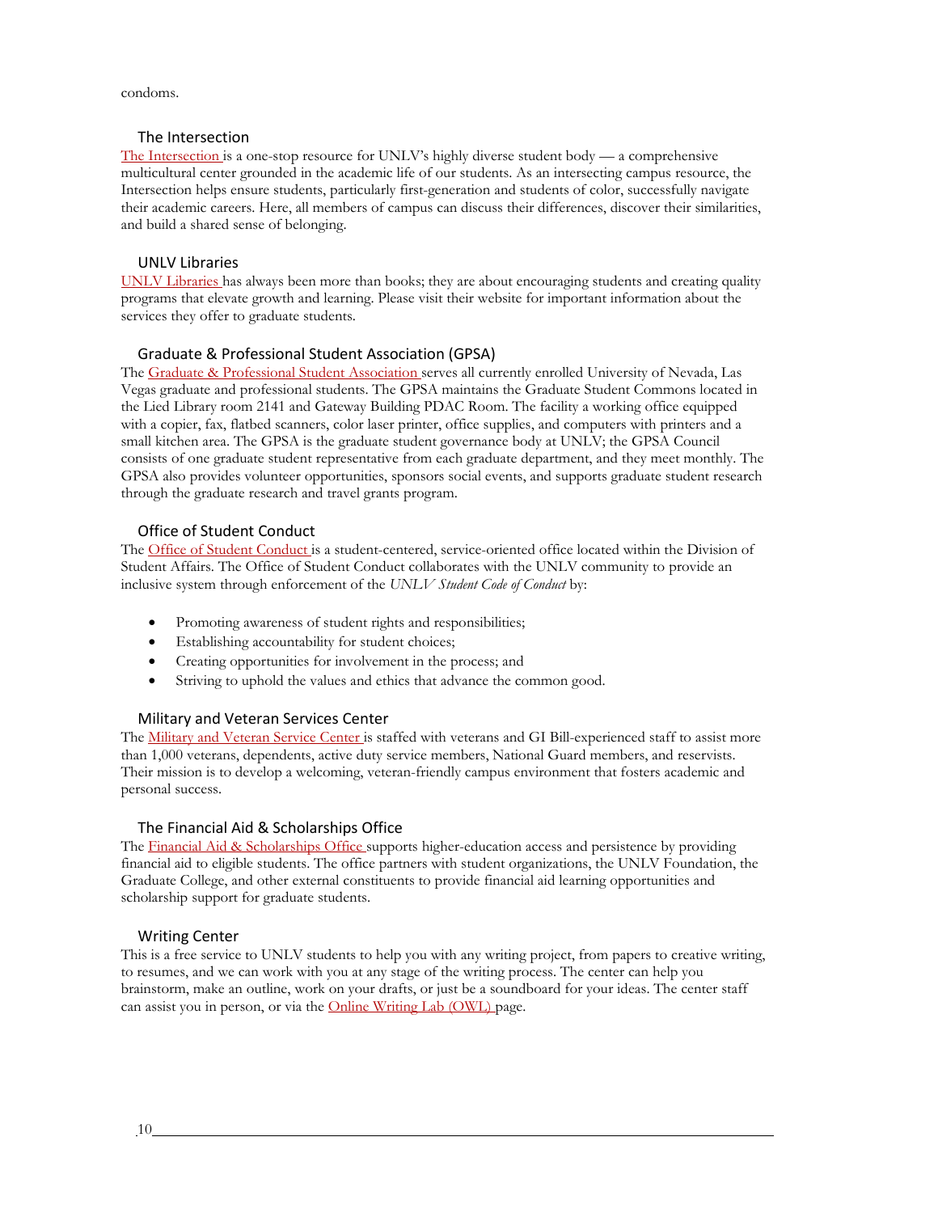condoms.

### The Intersection

The Intersection is a one-stop resource for UNLV's highly diverse student body — a comprehensive multicultural center grounded in the academic life of our students. As an intersecting campus resource, the Intersection helps ensure students, particularly first-generation and students of color, successfully navigate their academic careers. Here, all members of campus can discuss their differences, discover their similarities, and build a shared sense of belonging.

### UNLV Libraries

UNLV Libraries has always been more than books; they are about encouraging students and creating quality programs that elevate growth and learning. Please visit their website for important information about the services they offer to graduate students.

### Graduate & Professional Student Association (GPSA)

The Graduate & Professional Student Association serves all currently enrolled University of Nevada, Las Vegas graduate and professional students. The GPSA maintains the Graduate Student Commons located in the Lied Library room 2141 and Gateway Building PDAC Room. The facility a working office equipped with a copier, fax, flatbed scanners, color laser printer, office supplies, and computers with printers and a small kitchen area. The GPSA is the graduate student governance body at UNLV; the GPSA Council consists of one graduate student representative from each graduate department, and they meet monthly. The GPSA also provides volunteer opportunities, sponsors social events, and supports graduate student research through the graduate research and travel grants program.

### Office of Student Conduct

The Office of Student Conduct is a student-centered, service-oriented office located within the Division of Student Affairs. The Office of Student Conduct collaborates with the UNLV community to provide an inclusive system through enforcement of the *UNLV Student Code of Conduct* by:

- Promoting awareness of student rights and responsibilities;
- Establishing accountability for student choices;
- Creating opportunities for involvement in the process; and
- Striving to uphold the values and ethics that advance the common good.

### Military and Veteran Services Center

The Military and Veteran Service Center is staffed with veterans and GI Bill-experienced staff to assist more than 1,000 veterans, dependents, active duty service members, National Guard members, and reservists. Their mission is to develop a welcoming, veteran-friendly campus environment that fosters academic and personal success.

### The Financial Aid & Scholarships Office

The Financial Aid & Scholarships Office supports higher-education access and persistence by providing financial aid to eligible students. The office partners with student organizations, the UNLV Foundation, the Graduate College, and other external constituents to provide financial aid learning opportunities and scholarship support for graduate students.

### Writing Center

This is a free service to UNLV students to help you with any writing project, from papers to creative writing, to resumes, and we can work with you at any stage of the writing process. The center can help you brainstorm, make an outline, work on your drafts, or just be a soundboard for your ideas. The center staff can assist you in person, or via the Online Writing Lab (OWL) page.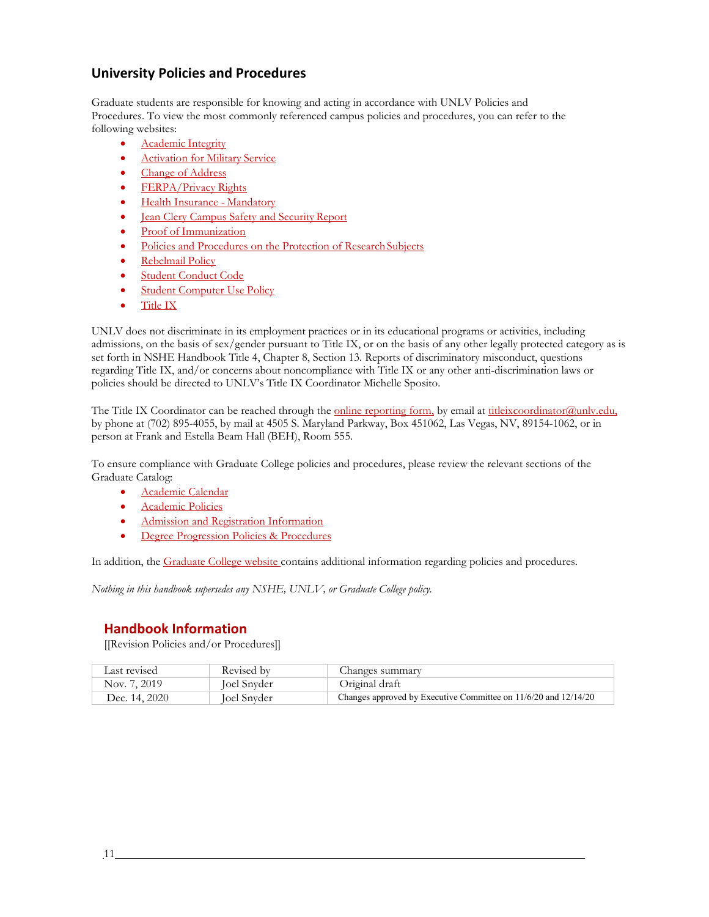## University Policies and Procedures

Graduate students are responsible for knowing and acting in accordance with UNLV Policies and Procedures. To view the most commonly referenced campus policies and procedures, you can refer to the following websites:

- Academic Integrity
- Activation for Military Service
- Change of Address
- FERPA/Privacy Rights
- Health Insurance - Mandatory
- Jean Clery Campus Safety and Security Report
- Proof of Immunization
- Policies and Procedures on the Protection of Research Subjects
- Rebelmail Policy
- Student Conduct Code
- Student Computer Use Policy
- Title IX

UNLV does not discriminate in its employment practices or in its educational programs or activities, including admissions, on the basis of sex/gender pursuant to Title IX, or on the basis of any other legally protected category as is set forth in NSHE Handbook Title 4, Chapter 8, Section 13. Reports of discriminatory misconduct, questions regarding Title IX, and/or concerns about noncompliance with Title IX or any other anti-discrimination laws or policies should be directed to UNLV's Title IX Coordinator Michelle Sposito.

The Title IX Coordinator can be reached through the online reporting form, by email at titleixcoordinator@unlv.edu, by phone at (702) 895-4055, by mail at 4505 S. Maryland Parkway, Box 451062, Las Vegas, NV, 89154-1062, or in person at Frank and Estella Beam Hall (BEH), Room 555.

To ensure compliance with Graduate College policies and procedures, please review the relevant sections of the Graduate Catalog:

- Academic Calendar
- Academic Policies
- Admission and Registration Information
- Degree Progression Policies & Procedures

In addition, the Graduate College website contains additional information regarding policies and procedures.

*Nothing in this handbook supersedes any NSHE, UNLV, or Graduate College policy.*

## Handbook Information

[[Revision Policies and/or Procedures]]

| Last revised | Revised by | Changes summary |
|---|---|---|
| Nov. 7, 2019 | Joel Snyder | Original draft |
| Dec. 14, 2020 | Joel Snyder | Changes approved by Executive Committee on 11/6/20 and 12/14/20 |